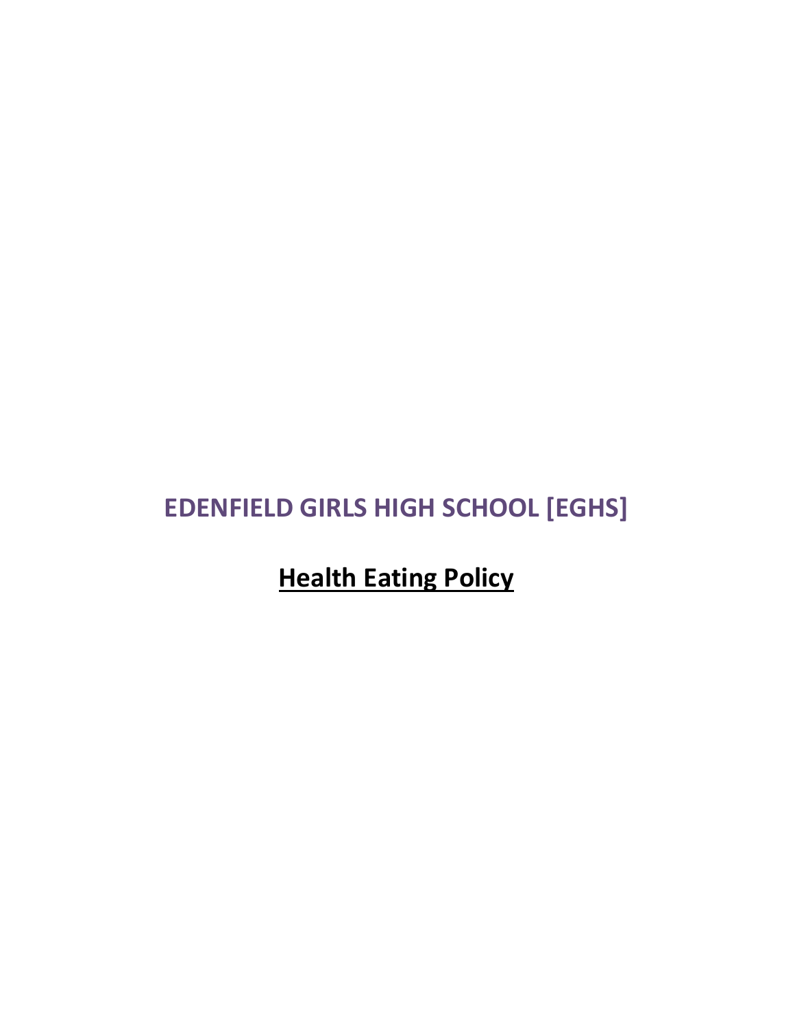# EDENFIELD GIRLS HIGH SCHOOL [EGHS]

## <u>Health Eating Policy</u>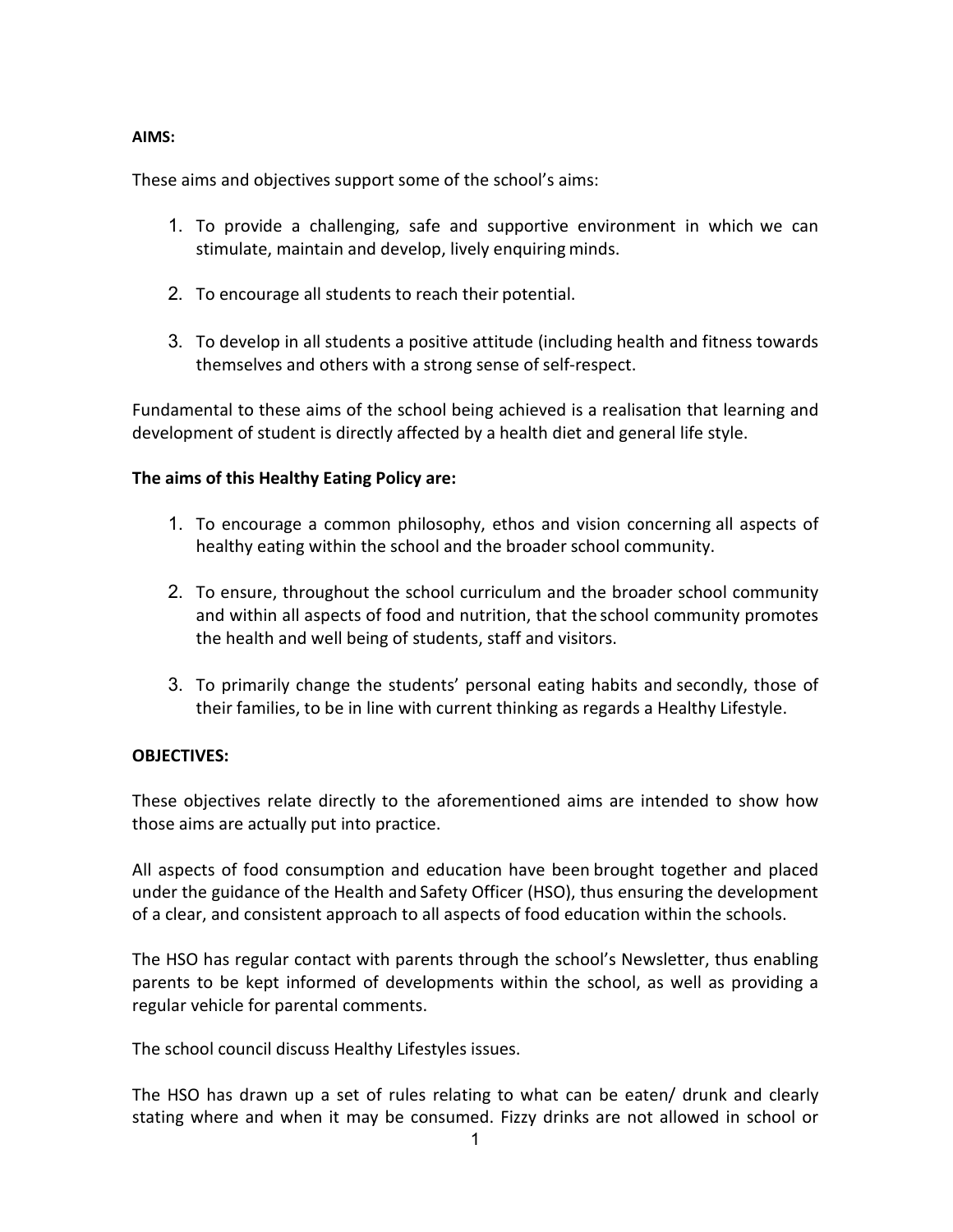**AIMS:**

These aims and objectives support some of the school's aims:

1. To provide a challenging, safe and supportive environment in which we can stimulate, maintain and develop, lively enquiring minds.

2. To encourage all students to reach their potential.

3. To develop in all students a positive attitude (including health and fitness towards themselves and others with a strong sense of self-respect.

Fundamental to these aims of the school being achieved is a realisation that learning and development of student is directly affected by a health diet and general life style.

**The aims of this Healthy Eating Policy are:**

1. To encourage a common philosophy, ethos and vision concerning all aspects of healthy eating within the school and the broader school community.

2. To ensure, throughout the school curriculum and the broader school community and within all aspects of food and nutrition, that the school community promotes the health and well being of students, staff and visitors.

3. To primarily change the students' personal eating habits and secondly, those of their families, to be in line with current thinking as regards a Healthy Lifestyle.

**OBJECTIVES:**

These objectives relate directly to the aforementioned aims are intended to show how those aims are actually put into practice.

All aspects of food consumption and education have been brought together and placed under the guidance of the Health and Safety Officer (HSO), thus ensuring the development of a clear, and consistent approach to all aspects of food education within the schools.

The HSO has regular contact with parents through the school's Newsletter, thus enabling parents to be kept informed of developments within the school, as well as providing a regular vehicle for parental comments.

The school council discuss Healthy Lifestyles issues.

The HSO has drawn up a set of rules relating to what can be eaten/ drunk and clearly stating where and when it may be consumed. Fizzy drinks are not allowed in school or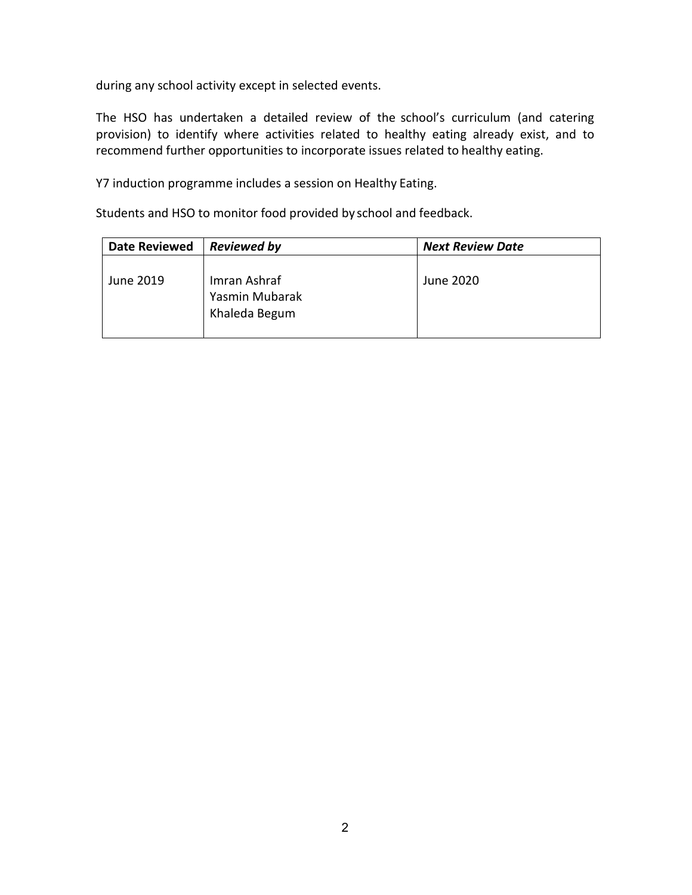during any school activity except in selected events.

The HSO has undertaken a detailed review of the school's curriculum (and catering provision) to identify where activities related to healthy eating already exist, and to recommend further opportunities to incorporate issues related to healthy eating.

Y7 induction programme includes a session on Healthy Eating.

Students and HSO to monitor food provided by school and feedback.

| **Date Reviewed** | ***Reviewed by*** | ***Next Review Date*** |
|---|---|---|
| June 2019 | Imran Ashraf<br>Yasmin Mubarak<br>Khaleda Begum | June 2020 |